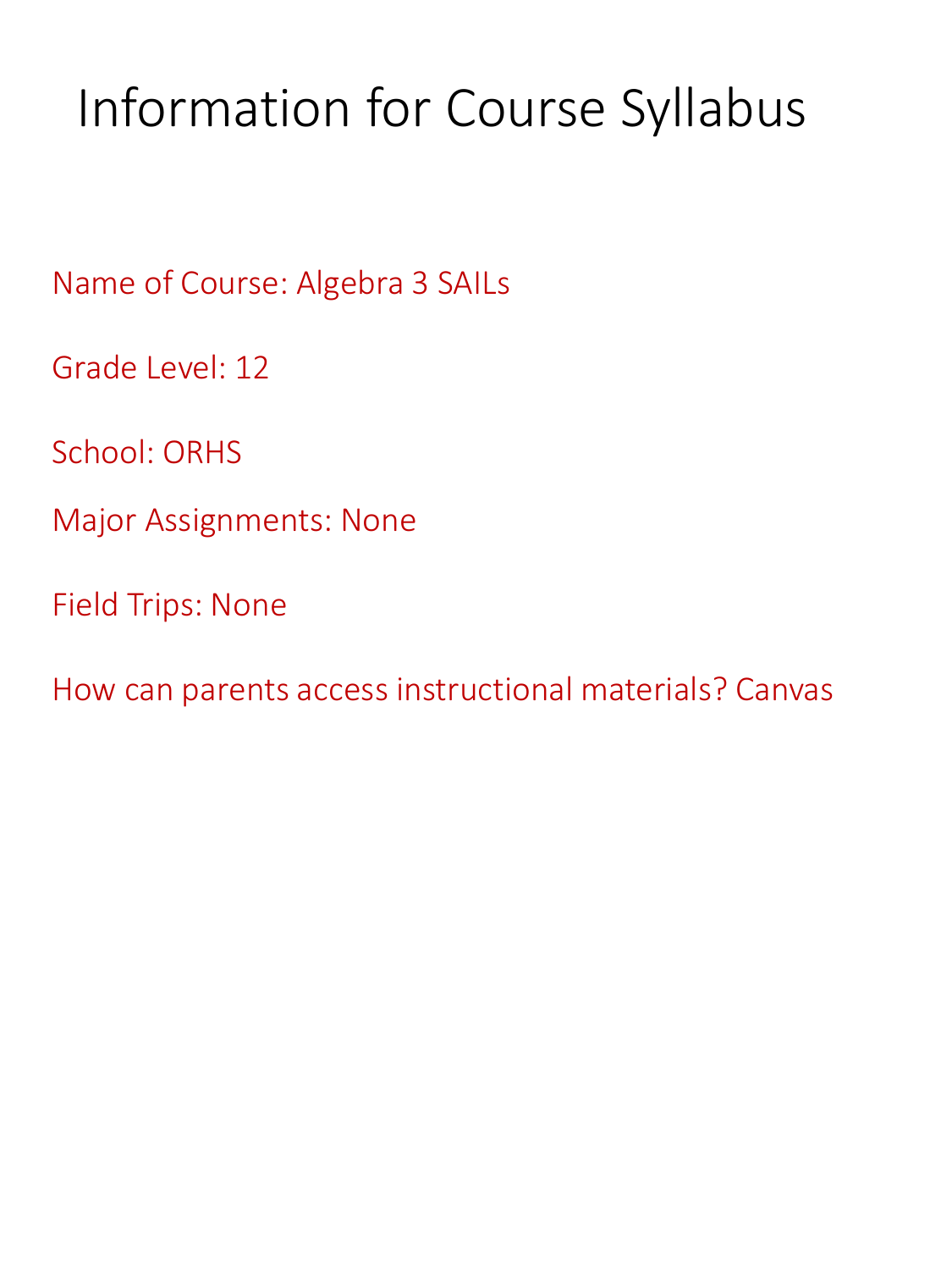# Information for Course Syllabus

Name of Course: Algebra 3 SAILs

Grade Level: 12

School: ORHS

Major Assignments: None

Field Trips: None

How can parents access instructional materials? Canvas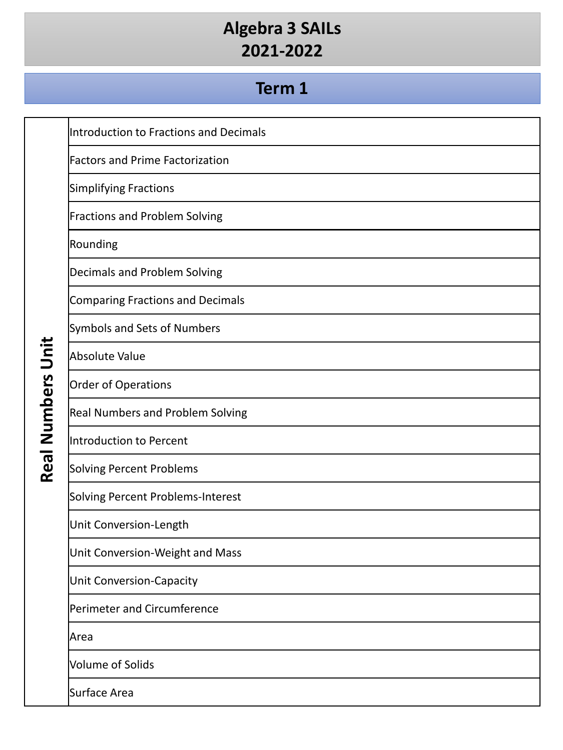# Algebra 3 SAILs
# 2021-2022

## Term 1

| | |
|---|---|
| Real Numbers Unit | Introduction to Fractions and Decimals |
| | Factors and Prime Factorization |
| | Simplifying Fractions |
| | Fractions and Problem Solving |
| | Rounding |
| | Decimals and Problem Solving |
| | Comparing Fractions and Decimals |
| | Symbols and Sets of Numbers |
| | Absolute Value |
| | Order of Operations |
| | Real Numbers and Problem Solving |
| | Introduction to Percent |
| | Solving Percent Problems |
| | Solving Percent Problems-Interest |
| | Unit Conversion-Length |
| | Unit Conversion-Weight and Mass |
| | Unit Conversion-Capacity |
| | Perimeter and Circumference |
| | Area |
| | Volume of Solids |
| | Surface Area |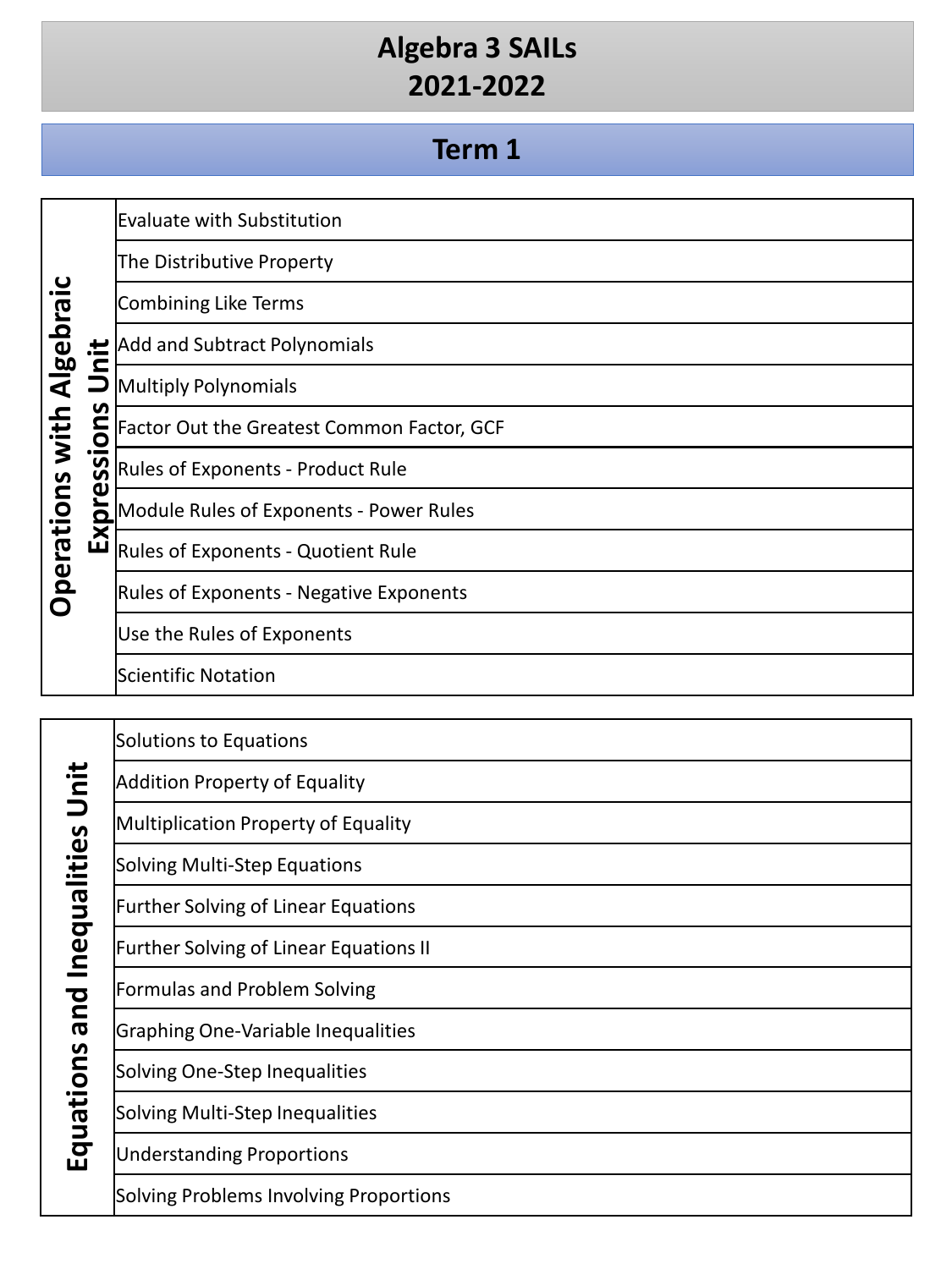# Algebra 3 SAILs
# 2021-2022

## Term 1

| | |
|---|---|
| **Operations with Algebraic Expressions Unit** | Evaluate with Substitution |
| | The Distributive Property |
| | Combining Like Terms |
| | Add and Subtract Polynomials |
| | Multiply Polynomials |
| | Factor Out the Greatest Common Factor, GCF |
| | Rules of Exponents - Product Rule |
| | Module Rules of Exponents - Power Rules |
| | Rules of Exponents - Quotient Rule |
| | Rules of Exponents - Negative Exponents |
| | Use the Rules of Exponents |
| | Scientific Notation |

| | |
|---|---|
| **Equations and Inequalities Unit** | Solutions to Equations |
| | Addition Property of Equality |
| | Multiplication Property of Equality |
| | Solving Multi-Step Equations |
| | Further Solving of Linear Equations |
| | Further Solving of Linear Equations II |
| | Formulas and Problem Solving |
| | Graphing One-Variable Inequalities |
| | Solving One-Step Inequalities |
| | Solving Multi-Step Inequalities |
| | Understanding Proportions |
| | Solving Problems Involving Proportions |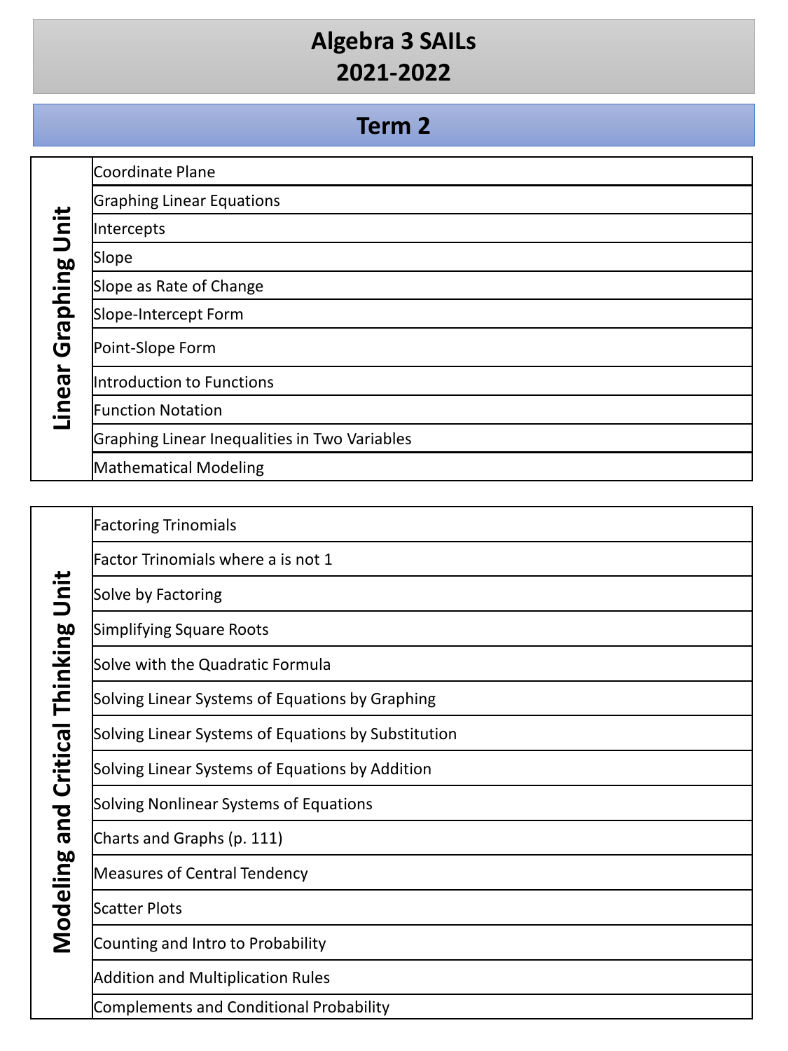# Algebra 3 SAILs
# 2021-2022

## Term 2

| | |
|---|---|
| **Linear Graphing Unit** | Coordinate Plane |
| | Graphing Linear Equations |
| | Intercepts |
| | Slope |
| | Slope as Rate of Change |
| | Slope-Intercept Form |
| | Point-Slope Form |
| | Introduction to Functions |
| | Function Notation |
| | Graphing Linear Inequalities in Two Variables |
| | Mathematical Modeling |

| | |
|---|---|
| **Modeling and Critical Thinking Unit** | Factoring Trinomials |
| | Factor Trinomials where a is not 1 |
| | Solve by Factoring |
| | Simplifying Square Roots |
| | Solve with the Quadratic Formula |
| | Solving Linear Systems of Equations by Graphing |
| | Solving Linear Systems of Equations by Substitution |
| | Solving Linear Systems of Equations by Addition |
| | Solving Nonlinear Systems of Equations |
| | Charts and Graphs (p. 111) |
| | Measures of Central Tendency |
| | Scatter Plots |
| | Counting and Intro to Probability |
| | Addition and Multiplication Rules |
| | Complements and Conditional Probability |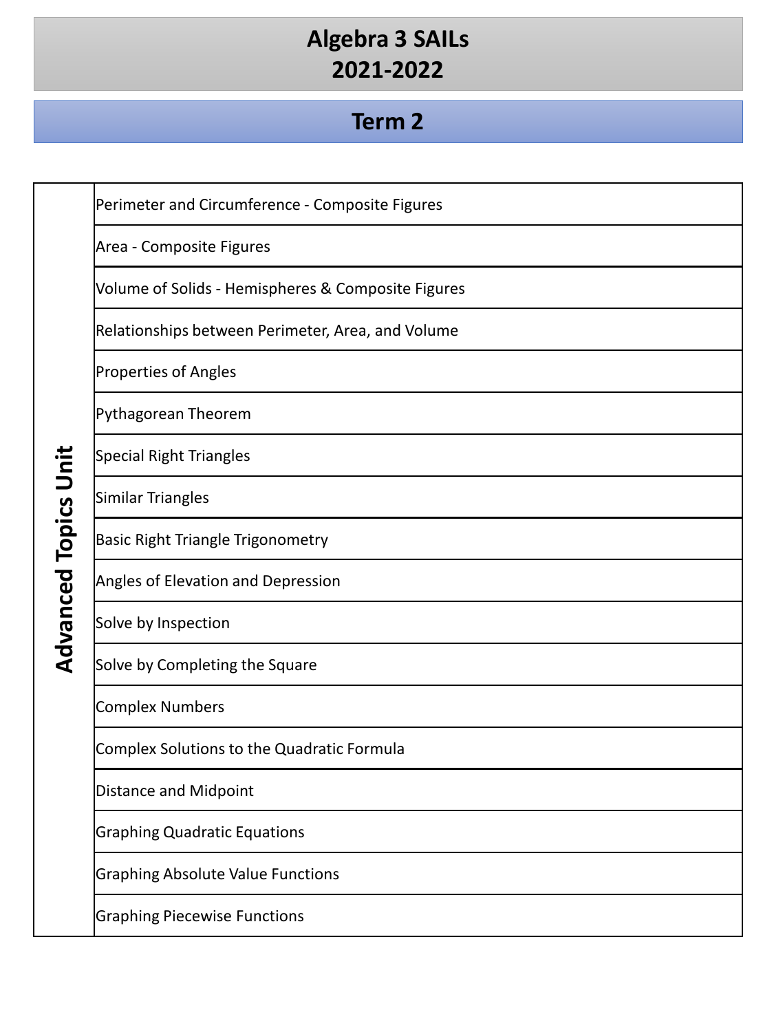# Algebra 3 SAILs
# 2021-2022

## Term 2

| | |
|---|---|
| **Advanced Topics Unit** | Perimeter and Circumference - Composite Figures |
| | Area - Composite Figures |
| | Volume of Solids - Hemispheres & Composite Figures |
| | Relationships between Perimeter, Area, and Volume |
| | Properties of Angles |
| | Pythagorean Theorem |
| | Special Right Triangles |
| | Similar Triangles |
| | Basic Right Triangle Trigonometry |
| | Angles of Elevation and Depression |
| | Solve by Inspection |
| | Solve by Completing the Square |
| | Complex Numbers |
| | Complex Solutions to the Quadratic Formula |
| | Distance and Midpoint |
| | Graphing Quadratic Equations |
| | Graphing Absolute Value Functions |
| | Graphing Piecewise Functions |